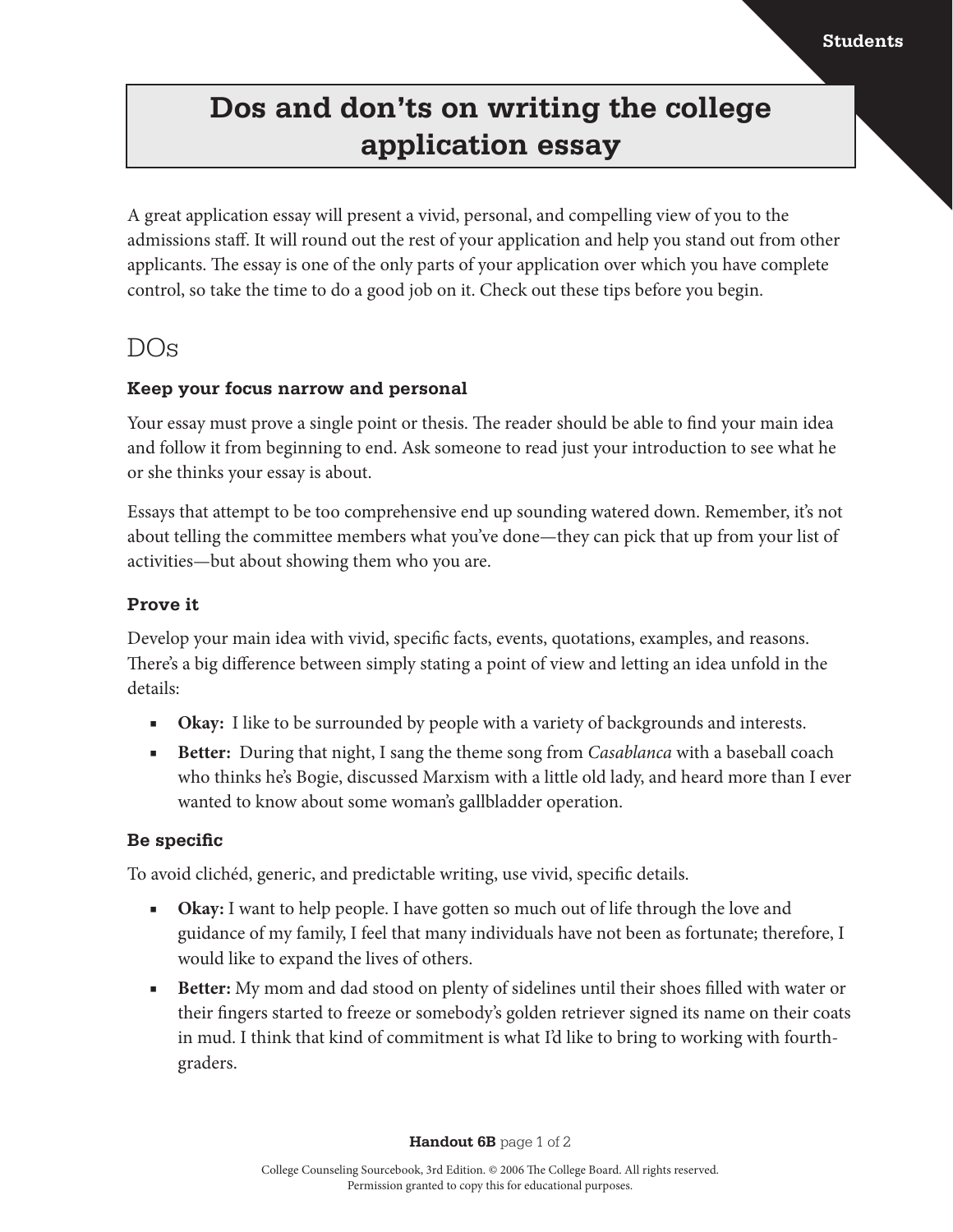# Dos and don'ts on writing the college application essay

A great application essay will present a vivid, personal, and compelling view of you to the admissions staff. It will round out the rest of your application and help you stand out from other applicants. The essay is one of the only parts of your application over which you have complete control, so take the time to do a good job on it. Check out these tips before you begin.

## DOs

### Keep your focus narrow and personal

Your essay must prove a single point or thesis. The reader should be able to find your main idea and follow it from beginning to end. Ask someone to read just your introduction to see what he or she thinks your essay is about.

Essays that attempt to be too comprehensive end up sounding watered down. Remember, it's not about telling the committee members what you've done—they can pick that up from your list of activities—but about showing them who you are.

### Prove it

Develop your main idea with vivid, specific facts, events, quotations, examples, and reasons. There's a big difference between simply stating a point of view and letting an idea unfold in the details:

- **Okay:** I like to be surrounded by people with a variety of backgrounds and interests.
- **Better:** During that night, I sang the theme song from *Casablanca* with a baseball coach who thinks he's Bogie, discussed Marxism with a little old lady, and heard more than I ever wanted to know about some woman's gallbladder operation.

### Be specific

To avoid clichéd, generic, and predictable writing, use vivid, specific details.

- **Okay:** I want to help people. I have gotten so much out of life through the love and guidance of my family, I feel that many individuals have not been as fortunate; therefore, I would like to expand the lives of others.
- **Better:** My mom and dad stood on plenty of sidelines until their shoes filled with water or their fingers started to freeze or somebody's golden retriever signed its name on their coats in mud. I think that kind of commitment is what I'd like to bring to working with fourth-graders.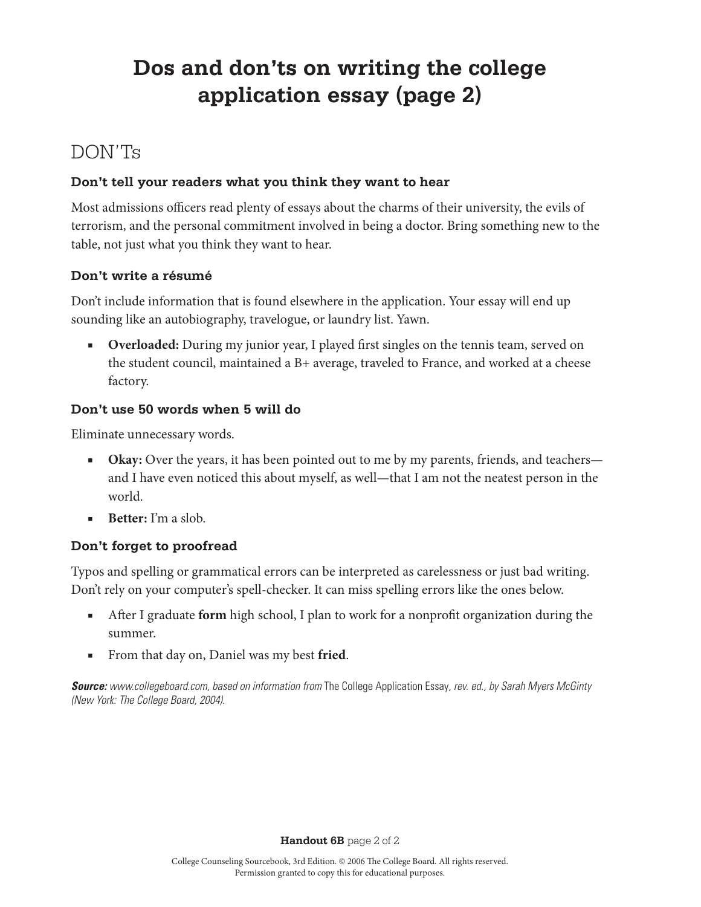# Dos and don'ts on writing the college application essay (page 2)

## DON'Ts

### Don't tell your readers what you think they want to hear

Most admissions officers read plenty of essays about the charms of their university, the evils of terrorism, and the personal commitment involved in being a doctor. Bring something new to the table, not just what you think they want to hear.

### Don't write a résumé

Don't include information that is found elsewhere in the application. Your essay will end up sounding like an autobiography, travelogue, or laundry list. Yawn.

- **Overloaded:** During my junior year, I played first singles on the tennis team, served on the student council, maintained a B+ average, traveled to France, and worked at a cheese factory.

### Don't use 50 words when 5 will do

Eliminate unnecessary words.

- **Okay:** Over the years, it has been pointed out to me by my parents, friends, and teachers—and I have even noticed this about myself, as well—that I am not the neatest person in the world.
- **Better:** I'm a slob.

### Don't forget to proofread

Typos and spelling or grammatical errors can be interpreted as carelessness or just bad writing. Don't rely on your computer's spell-checker. It can miss spelling errors like the ones below.

- After I graduate **form** high school, I plan to work for a nonprofit organization during the summer.
- From that day on, Daniel was my best **fried**.

***Source:*** *www.collegeboard.com, based on information from* The College Application Essay*, rev. ed., by Sarah Myers McGinty (New York: The College Board, 2004).*

**Handout 6B** page 2 of 2

College Counseling Sourcebook, 3rd Edition. © 2006 The College Board. All rights reserved.
Permission granted to copy this for educational purposes.